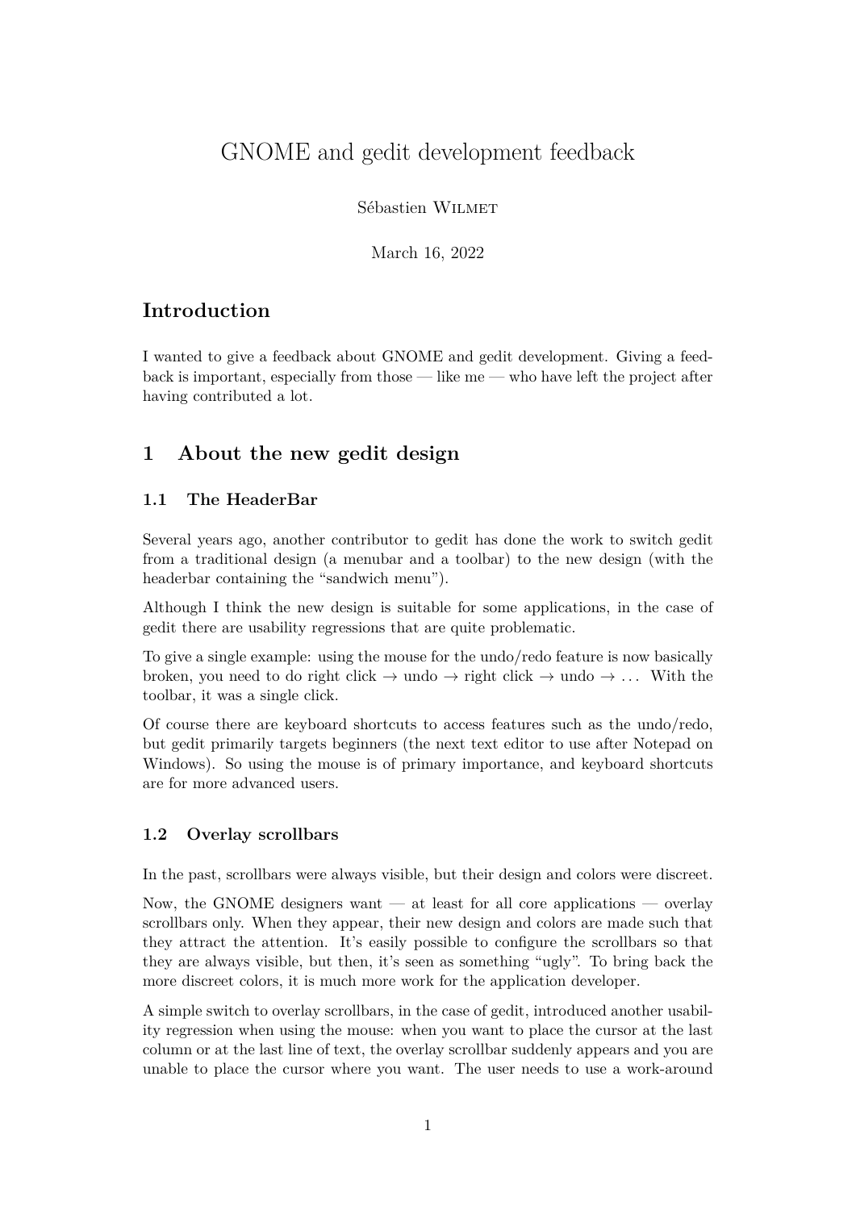# GNOME and gedit development feedback

Sébastien Wilmet

March 16, 2022

## Introduction

I wanted to give a feedback about GNOME and gedit development. Giving a feedback is important, especially from those — like me — who have left the project after having contributed a lot.

## 1 About the new gedit design

### 1.1 The HeaderBar

Several years ago, another contributor to gedit has done the work to switch gedit from a traditional design (a menubar and a toolbar) to the new design (with the headerbar containing the "sandwich menu").

Although I think the new design is suitable for some applications, in the case of gedit there are usability regressions that are quite problematic.

To give a single example: using the mouse for the undo/redo feature is now basically broken, you need to do right click → undo → right click → undo → ... With the toolbar, it was a single click.

Of course there are keyboard shortcuts to access features such as the undo/redo, but gedit primarily targets beginners (the next text editor to use after Notepad on Windows). So using the mouse is of primary importance, and keyboard shortcuts are for more advanced users.

### 1.2 Overlay scrollbars

In the past, scrollbars were always visible, but their design and colors were discreet.

Now, the GNOME designers want — at least for all core applications — overlay scrollbars only. When they appear, their new design and colors are made such that they attract the attention. It's easily possible to configure the scrollbars so that they are always visible, but then, it's seen as something "ugly". To bring back the more discreet colors, it is much more work for the application developer.

A simple switch to overlay scrollbars, in the case of gedit, introduced another usability regression when using the mouse: when you want to place the cursor at the last column or at the last line of text, the overlay scrollbar suddenly appears and you are unable to place the cursor where you want. The user needs to use a work-around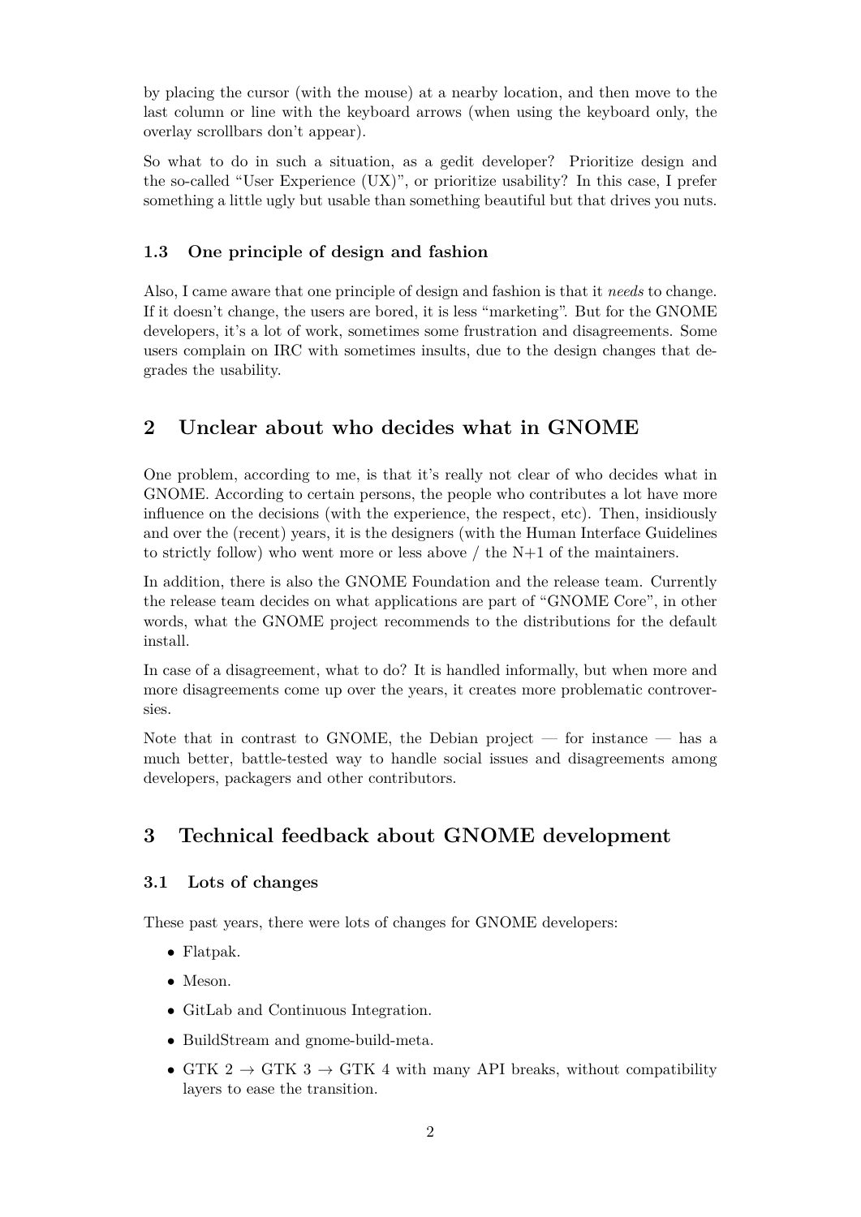by placing the cursor (with the mouse) at a nearby location, and then move to the last column or line with the keyboard arrows (when using the keyboard only, the overlay scrollbars don't appear).

So what to do in such a situation, as a gedit developer? Prioritize design and the so-called "User Experience (UX)", or prioritize usability? In this case, I prefer something a little ugly but usable than something beautiful but that drives you nuts.

### 1.3 One principle of design and fashion

Also, I came aware that one principle of design and fashion is that it *needs* to change. If it doesn't change, the users are bored, it is less "marketing". But for the GNOME developers, it's a lot of work, sometimes some frustration and disagreements. Some users complain on IRC with sometimes insults, due to the design changes that degrades the usability.

## 2 Unclear about who decides what in GNOME

One problem, according to me, is that it's really not clear of who decides what in GNOME. According to certain persons, the people who contributes a lot have more influence on the decisions (with the experience, the respect, etc). Then, insidiously and over the (recent) years, it is the designers (with the Human Interface Guidelines to strictly follow) who went more or less above / the N+1 of the maintainers.

In addition, there is also the GNOME Foundation and the release team. Currently the release team decides on what applications are part of "GNOME Core", in other words, what the GNOME project recommends to the distributions for the default install.

In case of a disagreement, what to do? It is handled informally, but when more and more disagreements come up over the years, it creates more problematic controversies.

Note that in contrast to GNOME, the Debian project — for instance — has a much better, battle-tested way to handle social issues and disagreements among developers, packagers and other contributors.

## 3 Technical feedback about GNOME development

### 3.1 Lots of changes

These past years, there were lots of changes for GNOME developers:

- Flatpak.
- Meson.
- GitLab and Continuous Integration.
- BuildStream and gnome-build-meta.
- GTK 2 → GTK 3 → GTK 4 with many API breaks, without compatibility layers to ease the transition.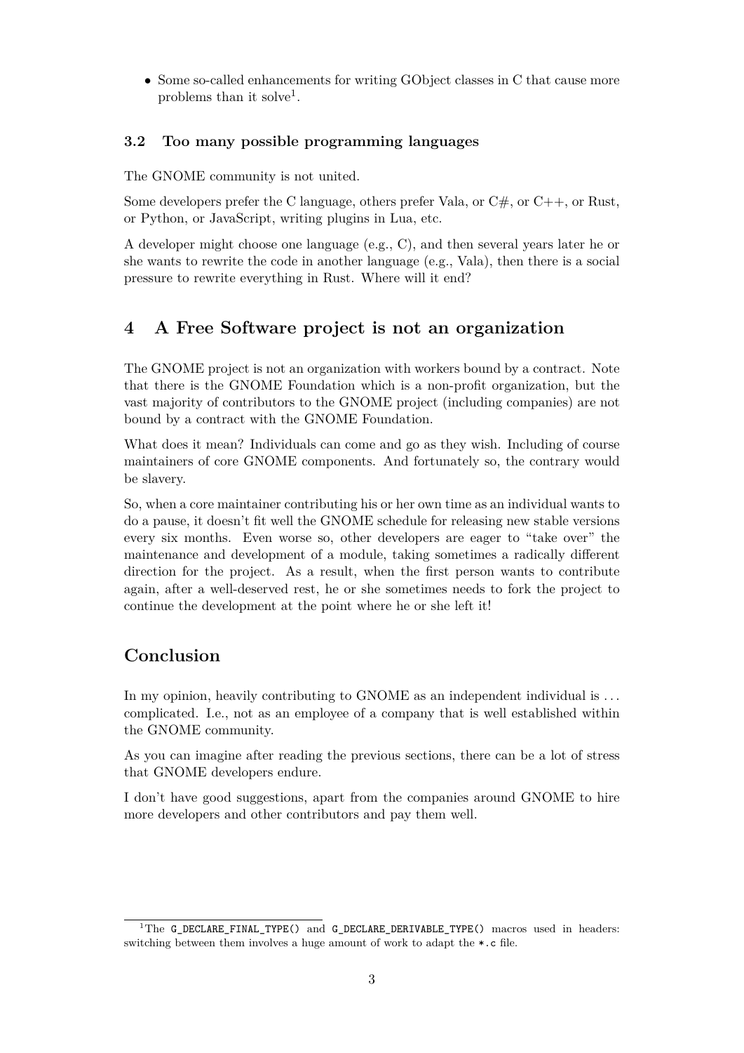- Some so-called enhancements for writing GObject classes in C that cause more problems than it solve[1].

### 3.2 Too many possible programming languages

The GNOME community is not united.

Some developers prefer the C language, others prefer Vala, or C#, or C++, or Rust, or Python, or JavaScript, writing plugins in Lua, etc.

A developer might choose one language (e.g., C), and then several years later he or she wants to rewrite the code in another language (e.g., Vala), then there is a social pressure to rewrite everything in Rust. Where will it end?

## 4 A Free Software project is not an organization

The GNOME project is not an organization with workers bound by a contract. Note that there is the GNOME Foundation which is a non-profit organization, but the vast majority of contributors to the GNOME project (including companies) are not bound by a contract with the GNOME Foundation.

What does it mean? Individuals can come and go as they wish. Including of course maintainers of core GNOME components. And fortunately so, the contrary would be slavery.

So, when a core maintainer contributing his or her own time as an individual wants to do a pause, it doesn't fit well the GNOME schedule for releasing new stable versions every six months. Even worse so, other developers are eager to "take over" the maintenance and development of a module, taking sometimes a radically different direction for the project. As a result, when the first person wants to contribute again, after a well-deserved rest, he or she sometimes needs to fork the project to continue the development at the point where he or she left it!

## Conclusion

In my opinion, heavily contributing to GNOME as an independent individual is ... complicated. I.e., not as an employee of a company that is well established within the GNOME community.

As you can imagine after reading the previous sections, there can be a lot of stress that GNOME developers endure.

I don't have good suggestions, apart from the companies around GNOME to hire more developers and other contributors and pay them well.

---

[1] The `G_DECLARE_FINAL_TYPE()` and `G_DECLARE_DERIVABLE_TYPE()` macros used in headers: switching between them involves a huge amount of work to adapt the `*.c` file.